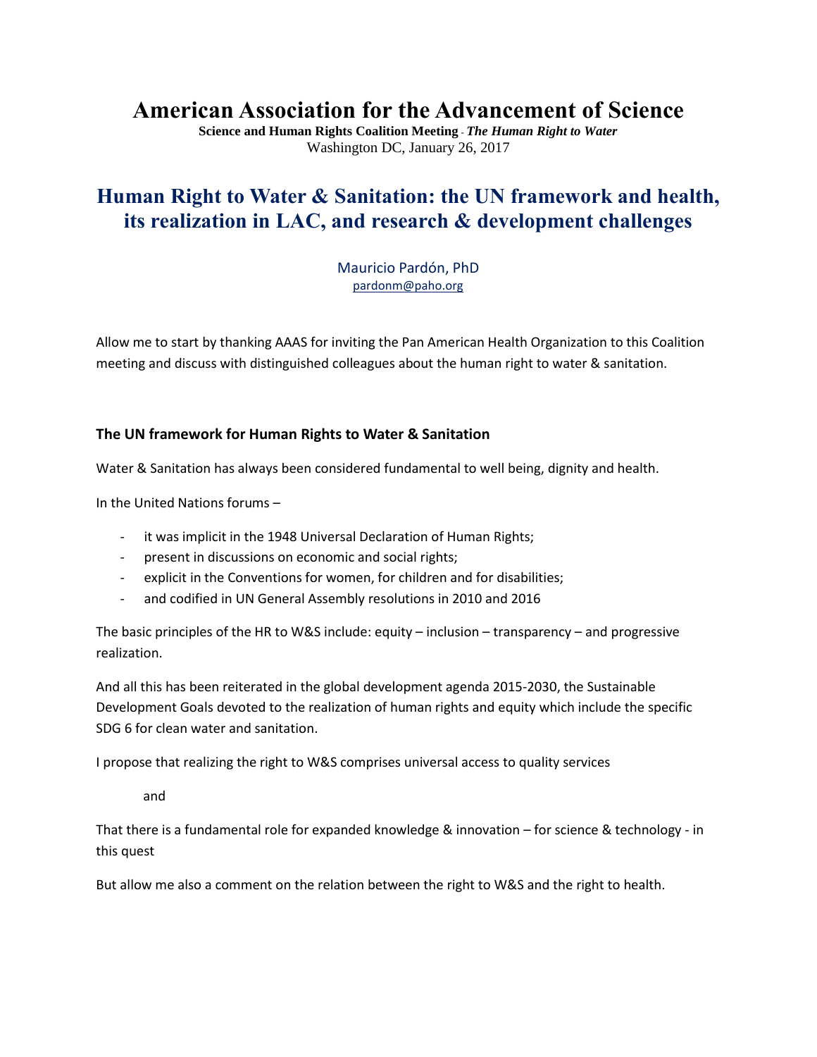# American Association for the Advancement of Science

**Science and Human Rights Coalition Meeting** - ***The Human Right to Water***

Washington DC, January 26, 2017

## Human Right to Water & Sanitation: the UN framework and health, its realization in LAC, and research & development challenges

Mauricio Pardón, PhD

pardonm@paho.org

Allow me to start by thanking AAAS for inviting the Pan American Health Organization to this Coalition meeting and discuss with distinguished colleagues about the human right to water & sanitation.

### The UN framework for Human Rights to Water & Sanitation

Water & Sanitation has always been considered fundamental to well being, dignity and health.

In the United Nations forums –

- it was implicit in the 1948 Universal Declaration of Human Rights;
- present in discussions on economic and social rights;
- explicit in the Conventions for women, for children and for disabilities;
- and codified in UN General Assembly resolutions in 2010 and 2016

The basic principles of the HR to W&S include: equity – inclusion – transparency – and progressive realization.

And all this has been reiterated in the global development agenda 2015-2030, the Sustainable Development Goals devoted to the realization of human rights and equity which include the specific SDG 6 for clean water and sanitation.

I propose that realizing the right to W&S comprises universal access to quality services

and

That there is a fundamental role for expanded knowledge & innovation – for science & technology - in this quest

But allow me also a comment on the relation between the right to W&S and the right to health.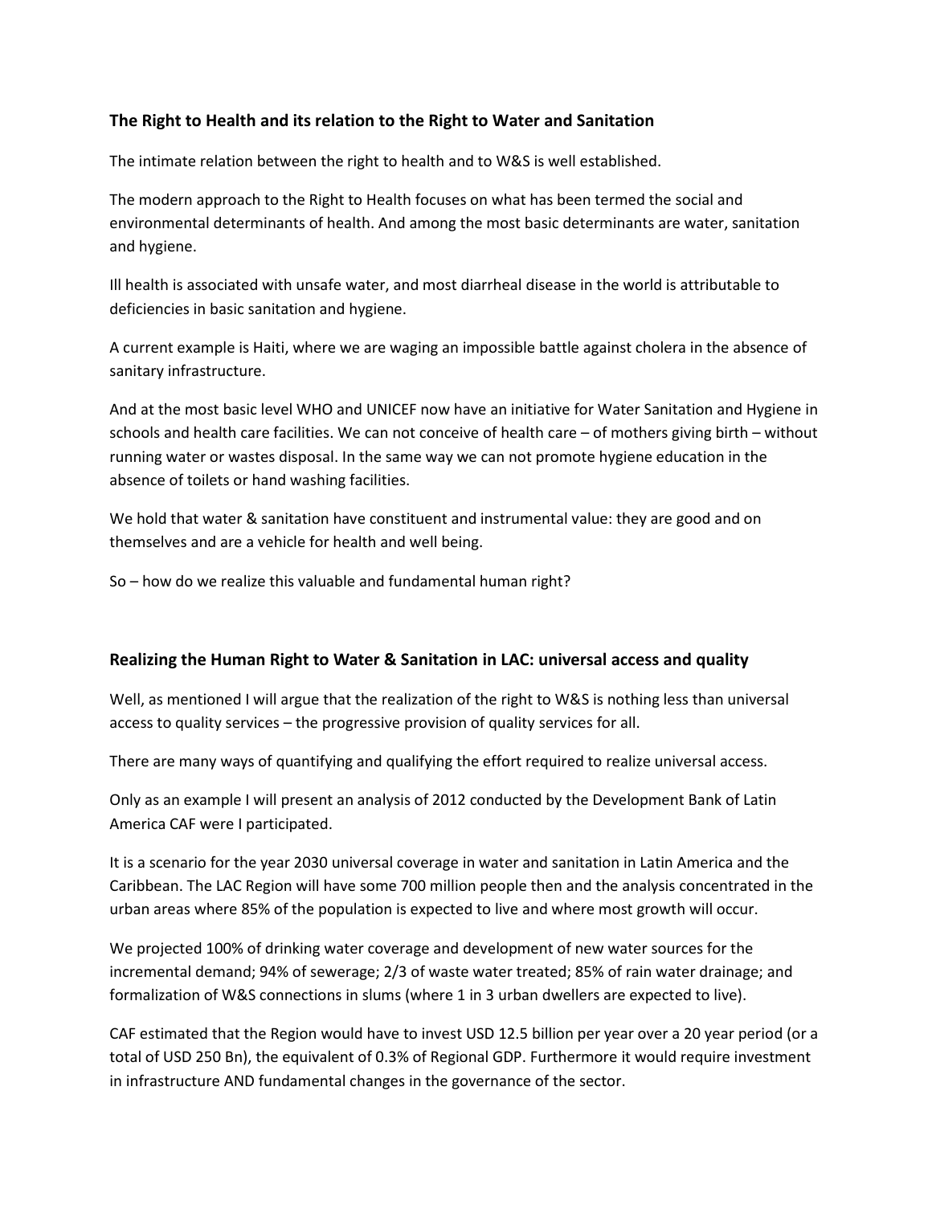### The Right to Health and its relation to the Right to Water and Sanitation

The intimate relation between the right to health and to W&S is well established.

The modern approach to the Right to Health focuses on what has been termed the social and environmental determinants of health. And among the most basic determinants are water, sanitation and hygiene.

Ill health is associated with unsafe water, and most diarrheal disease in the world is attributable to deficiencies in basic sanitation and hygiene.

A current example is Haiti, where we are waging an impossible battle against cholera in the absence of sanitary infrastructure.

And at the most basic level WHO and UNICEF now have an initiative for Water Sanitation and Hygiene in schools and health care facilities. We can not conceive of health care – of mothers giving birth – without running water or wastes disposal. In the same way we can not promote hygiene education in the absence of toilets or hand washing facilities.

We hold that water & sanitation have constituent and instrumental value: they are good and on themselves and are a vehicle for health and well being.

So – how do we realize this valuable and fundamental human right?

### Realizing the Human Right to Water & Sanitation in LAC: universal access and quality

Well, as mentioned I will argue that the realization of the right to W&S is nothing less than universal access to quality services – the progressive provision of quality services for all.

There are many ways of quantifying and qualifying the effort required to realize universal access.

Only as an example I will present an analysis of 2012 conducted by the Development Bank of Latin America CAF were I participated.

It is a scenario for the year 2030 universal coverage in water and sanitation in Latin America and the Caribbean. The LAC Region will have some 700 million people then and the analysis concentrated in the urban areas where 85% of the population is expected to live and where most growth will occur.

We projected 100% of drinking water coverage and development of new water sources for the incremental demand; 94% of sewerage; 2/3 of waste water treated; 85% of rain water drainage; and formalization of W&S connections in slums (where 1 in 3 urban dwellers are expected to live).

CAF estimated that the Region would have to invest USD 12.5 billion per year over a 20 year period (or a total of USD 250 Bn), the equivalent of 0.3% of Regional GDP. Furthermore it would require investment in infrastructure AND fundamental changes in the governance of the sector.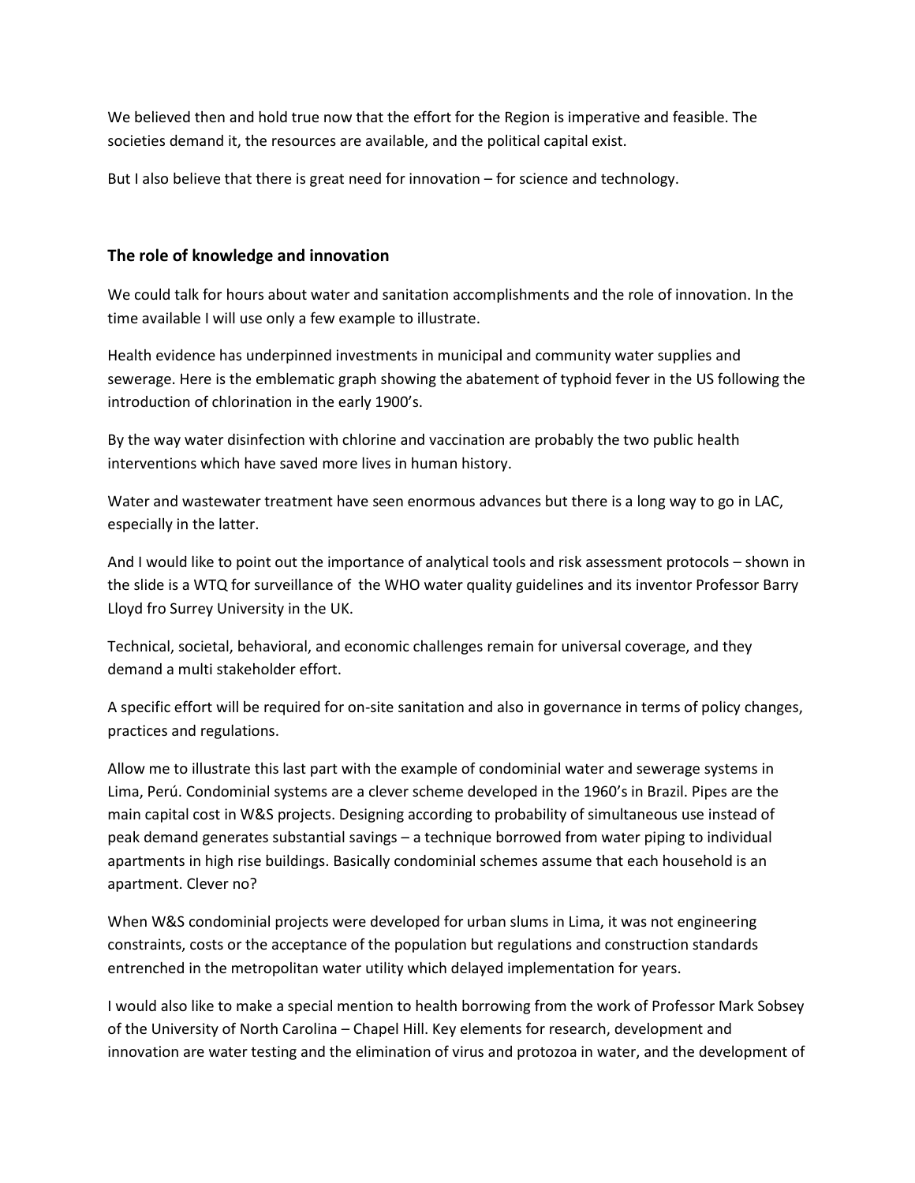We believed then and hold true now that the effort for the Region is imperative and feasible. The societies demand it, the resources are available, and the political capital exist.

But I also believe that there is great need for innovation – for science and technology.

## The role of knowledge and innovation

We could talk for hours about water and sanitation accomplishments and the role of innovation. In the time available I will use only a few example to illustrate.

Health evidence has underpinned investments in municipal and community water supplies and sewerage. Here is the emblematic graph showing the abatement of typhoid fever in the US following the introduction of chlorination in the early 1900's.

By the way water disinfection with chlorine and vaccination are probably the two public health interventions which have saved more lives in human history.

Water and wastewater treatment have seen enormous advances but there is a long way to go in LAC, especially in the latter.

And I would like to point out the importance of analytical tools and risk assessment protocols – shown in the slide is a WTQ for surveillance of  the WHO water quality guidelines and its inventor Professor Barry Lloyd fro Surrey University in the UK.

Technical, societal, behavioral, and economic challenges remain for universal coverage, and they demand a multi stakeholder effort.

A specific effort will be required for on-site sanitation and also in governance in terms of policy changes, practices and regulations.

Allow me to illustrate this last part with the example of condominial water and sewerage systems in Lima, Perú. Condominial systems are a clever scheme developed in the 1960's in Brazil. Pipes are the main capital cost in W&S projects. Designing according to probability of simultaneous use instead of peak demand generates substantial savings – a technique borrowed from water piping to individual apartments in high rise buildings. Basically condominial schemes assume that each household is an apartment. Clever no?

When W&S condominial projects were developed for urban slums in Lima, it was not engineering constraints, costs or the acceptance of the population but regulations and construction standards entrenched in the metropolitan water utility which delayed implementation for years.

I would also like to make a special mention to health borrowing from the work of Professor Mark Sobsey of the University of North Carolina – Chapel Hill. Key elements for research, development and innovation are water testing and the elimination of virus and protozoa in water, and the development of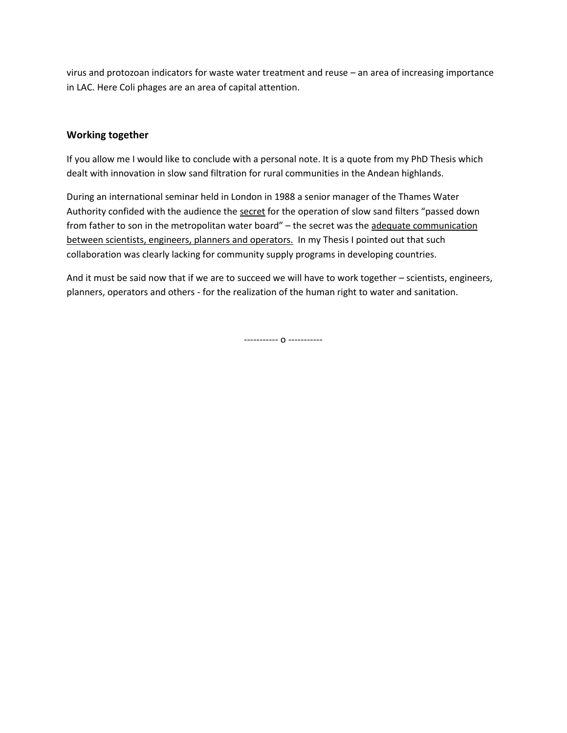virus and protozoan indicators for waste water treatment and reuse – an area of increasing importance in LAC. Here Coli phages are an area of capital attention.

## Working together

If you allow me I would like to conclude with a personal note. It is a quote from my PhD Thesis which dealt with innovation in slow sand filtration for rural communities in the Andean highlands.

During an international seminar held in London in 1988 a senior manager of the Thames Water Authority confided with the audience the <u>secret</u> for the operation of slow sand filters "passed down from father to son in the metropolitan water board" – the secret was the <u>adequate communication between scientists, engineers, planners and operators.</u> In my Thesis I pointed out that such collaboration was clearly lacking for community supply programs in developing countries.

And it must be said now that if we are to succeed we will have to work together – scientists, engineers, planners, operators and others - for the realization of the human right to water and sanitation.

----------- o -----------